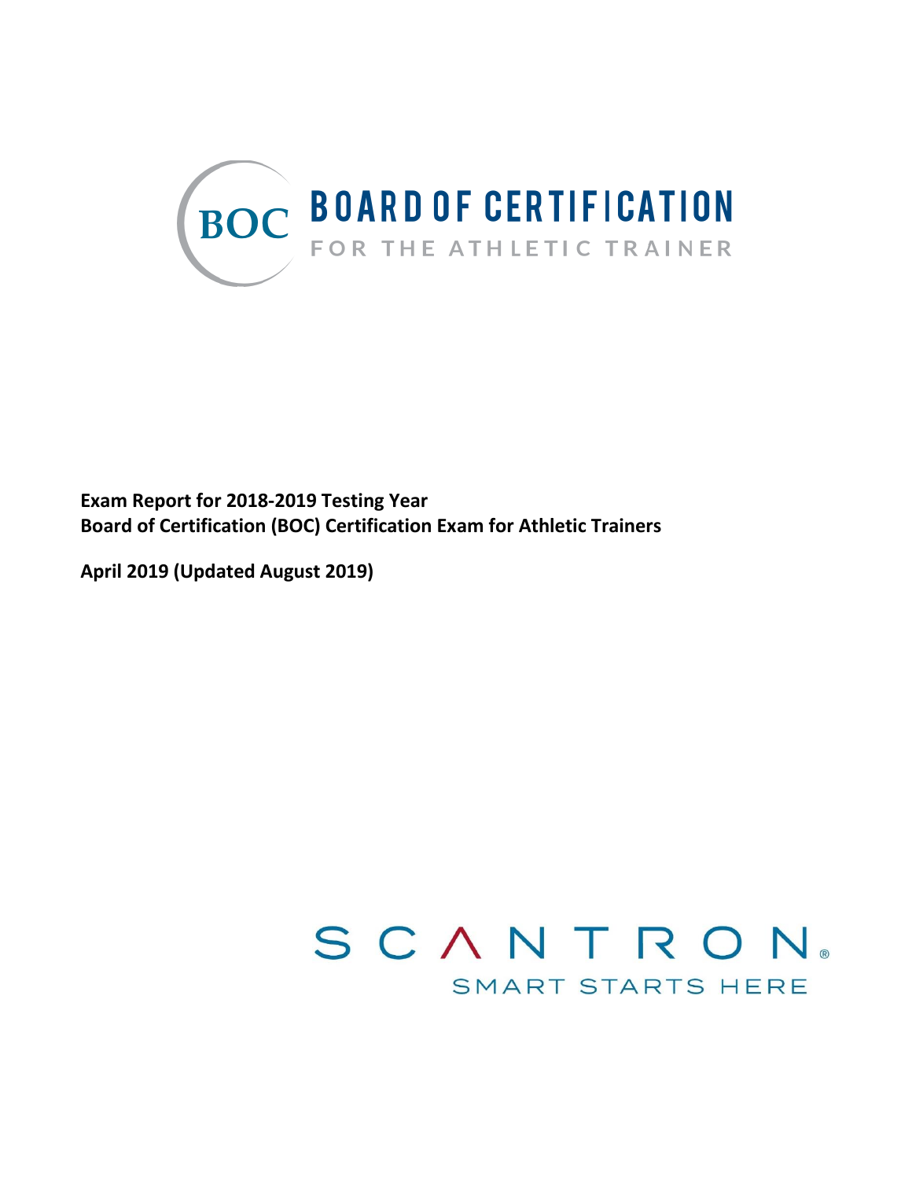BOC **BOARD OF CERTIFICATION**
FOR THE ATHLETIC TRAINER

**Exam Report for 2018-2019 Testing Year**
**Board of Certification (BOC) Certification Exam for Athletic Trainers**

**April 2019 (Updated August 2019)**

SCANTRON®
SMART STARTS HERE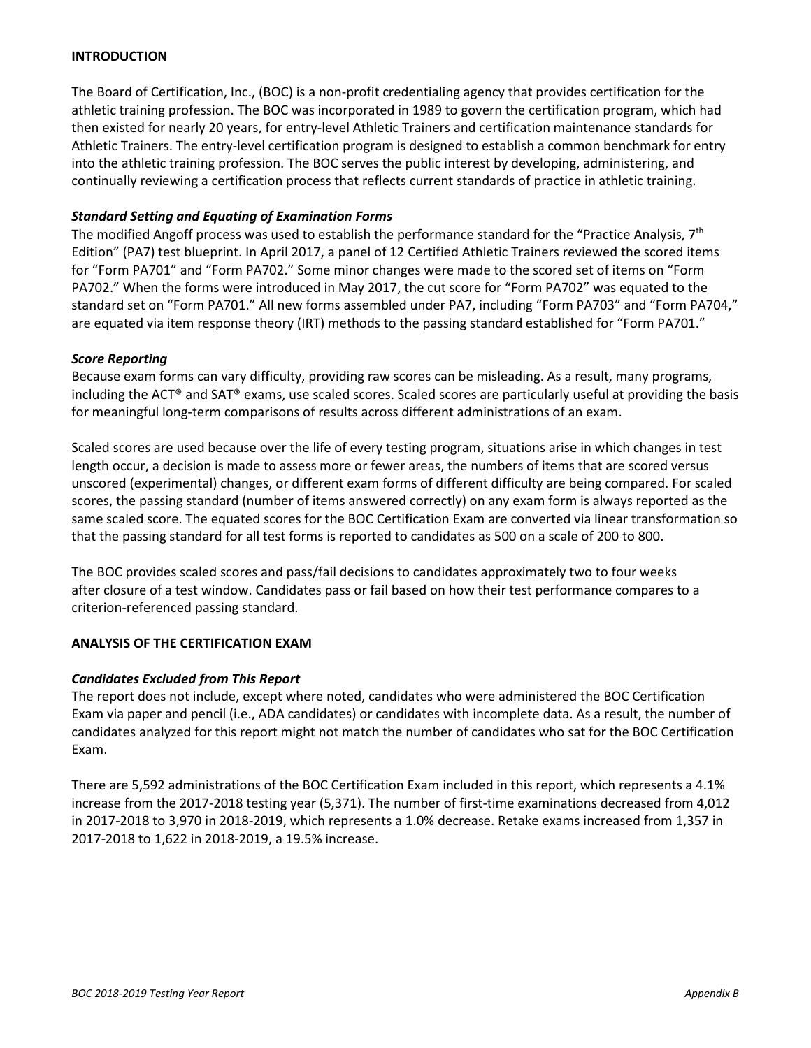## INTRODUCTION

The Board of Certification, Inc., (BOC) is a non-profit credentialing agency that provides certification for the athletic training profession. The BOC was incorporated in 1989 to govern the certification program, which had then existed for nearly 20 years, for entry-level Athletic Trainers and certification maintenance standards for Athletic Trainers. The entry-level certification program is designed to establish a common benchmark for entry into the athletic training profession. The BOC serves the public interest by developing, administering, and continually reviewing a certification process that reflects current standards of practice in athletic training.

### *Standard Setting and Equating of Examination Forms*

The modified Angoff process was used to establish the performance standard for the "Practice Analysis, 7th Edition" (PA7) test blueprint. In April 2017, a panel of 12 Certified Athletic Trainers reviewed the scored items for "Form PA701" and "Form PA702." Some minor changes were made to the scored set of items on "Form PA702." When the forms were introduced in May 2017, the cut score for "Form PA702" was equated to the standard set on "Form PA701." All new forms assembled under PA7, including "Form PA703" and "Form PA704," are equated via item response theory (IRT) methods to the passing standard established for "Form PA701."

### *Score Reporting*

Because exam forms can vary difficulty, providing raw scores can be misleading. As a result, many programs, including the ACT® and SAT® exams, use scaled scores. Scaled scores are particularly useful at providing the basis for meaningful long-term comparisons of results across different administrations of an exam.

Scaled scores are used because over the life of every testing program, situations arise in which changes in test length occur, a decision is made to assess more or fewer areas, the numbers of items that are scored versus unscored (experimental) changes, or different exam forms of different difficulty are being compared. For scaled scores, the passing standard (number of items answered correctly) on any exam form is always reported as the same scaled score. The equated scores for the BOC Certification Exam are converted via linear transformation so that the passing standard for all test forms is reported to candidates as 500 on a scale of 200 to 800.

The BOC provides scaled scores and pass/fail decisions to candidates approximately two to four weeks after closure of a test window. Candidates pass or fail based on how their test performance compares to a criterion-referenced passing standard.

## ANALYSIS OF THE CERTIFICATION EXAM

### *Candidates Excluded from This Report*

The report does not include, except where noted, candidates who were administered the BOC Certification Exam via paper and pencil (i.e., ADA candidates) or candidates with incomplete data. As a result, the number of candidates analyzed for this report might not match the number of candidates who sat for the BOC Certification Exam.

There are 5,592 administrations of the BOC Certification Exam included in this report, which represents a 4.1% increase from the 2017-2018 testing year (5,371). The number of first-time examinations decreased from 4,012 in 2017-2018 to 3,970 in 2018-2019, which represents a 1.0% decrease. Retake exams increased from 1,357 in 2017-2018 to 1,622 in 2018-2019, a 19.5% increase.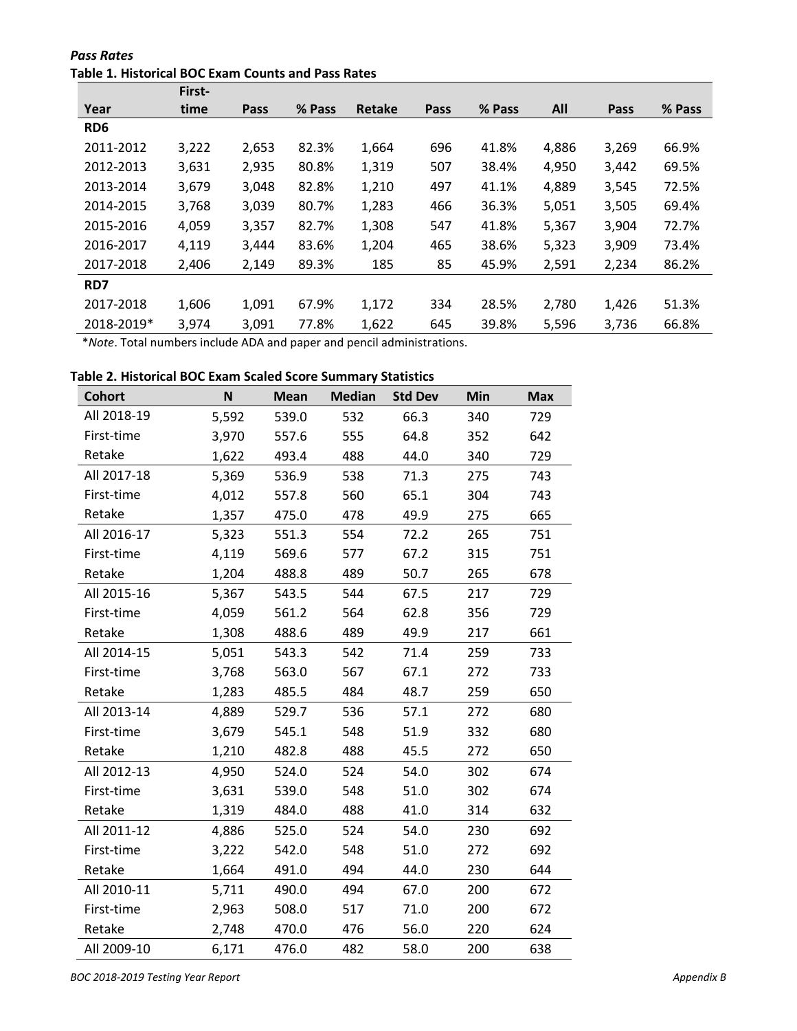***Pass Rates***

**Table 1. Historical BOC Exam Counts and Pass Rates**

| Year | First-time | Pass | % Pass | Retake | Pass | % Pass | All | Pass | % Pass |
|---|---|---|---|---|---|---|---|---|---|
| **RD6** | | | | | | | | | |
| 2011-2012 | 3,222 | 2,653 | 82.3% | 1,664 | 696 | 41.8% | 4,886 | 3,269 | 66.9% |
| 2012-2013 | 3,631 | 2,935 | 80.8% | 1,319 | 507 | 38.4% | 4,950 | 3,442 | 69.5% |
| 2013-2014 | 3,679 | 3,048 | 82.8% | 1,210 | 497 | 41.1% | 4,889 | 3,545 | 72.5% |
| 2014-2015 | 3,768 | 3,039 | 80.7% | 1,283 | 466 | 36.3% | 5,051 | 3,505 | 69.4% |
| 2015-2016 | 4,059 | 3,357 | 82.7% | 1,308 | 547 | 41.8% | 5,367 | 3,904 | 72.7% |
| 2016-2017 | 4,119 | 3,444 | 83.6% | 1,204 | 465 | 38.6% | 5,323 | 3,909 | 73.4% |
| 2017-2018 | 2,406 | 2,149 | 89.3% | 185 | 85 | 45.9% | 2,591 | 2,234 | 86.2% |
| **RD7** | | | | | | | | | |
| 2017-2018 | 1,606 | 1,091 | 67.9% | 1,172 | 334 | 28.5% | 2,780 | 1,426 | 51.3% |
| 2018-2019* | 3,974 | 3,091 | 77.8% | 1,622 | 645 | 39.8% | 5,596 | 3,736 | 66.8% |

**Note*. Total numbers include ADA and paper and pencil administrations.

**Table 2. Historical BOC Exam Scaled Score Summary Statistics**

| Cohort | N | Mean | Median | Std Dev | Min | Max |
|---|---|---|---|---|---|---|
| All 2018-19 | 5,592 | 539.0 | 532 | 66.3 | 340 | 729 |
| First-time | 3,970 | 557.6 | 555 | 64.8 | 352 | 642 |
| Retake | 1,622 | 493.4 | 488 | 44.0 | 340 | 729 |
| All 2017-18 | 5,369 | 536.9 | 538 | 71.3 | 275 | 743 |
| First-time | 4,012 | 557.8 | 560 | 65.1 | 304 | 743 |
| Retake | 1,357 | 475.0 | 478 | 49.9 | 275 | 665 |
| All 2016-17 | 5,323 | 551.3 | 554 | 72.2 | 265 | 751 |
| First-time | 4,119 | 569.6 | 577 | 67.2 | 315 | 751 |
| Retake | 1,204 | 488.8 | 489 | 50.7 | 265 | 678 |
| All 2015-16 | 5,367 | 543.5 | 544 | 67.5 | 217 | 729 |
| First-time | 4,059 | 561.2 | 564 | 62.8 | 356 | 729 |
| Retake | 1,308 | 488.6 | 489 | 49.9 | 217 | 661 |
| All 2014-15 | 5,051 | 543.3 | 542 | 71.4 | 259 | 733 |
| First-time | 3,768 | 563.0 | 567 | 67.1 | 272 | 733 |
| Retake | 1,283 | 485.5 | 484 | 48.7 | 259 | 650 |
| All 2013-14 | 4,889 | 529.7 | 536 | 57.1 | 272 | 680 |
| First-time | 3,679 | 545.1 | 548 | 51.9 | 332 | 680 |
| Retake | 1,210 | 482.8 | 488 | 45.5 | 272 | 650 |
| All 2012-13 | 4,950 | 524.0 | 524 | 54.0 | 302 | 674 |
| First-time | 3,631 | 539.0 | 548 | 51.0 | 302 | 674 |
| Retake | 1,319 | 484.0 | 488 | 41.0 | 314 | 632 |
| All 2011-12 | 4,886 | 525.0 | 524 | 54.0 | 230 | 692 |
| First-time | 3,222 | 542.0 | 548 | 51.0 | 272 | 692 |
| Retake | 1,664 | 491.0 | 494 | 44.0 | 230 | 644 |
| All 2010-11 | 5,711 | 490.0 | 494 | 67.0 | 200 | 672 |
| First-time | 2,963 | 508.0 | 517 | 71.0 | 200 | 672 |
| Retake | 2,748 | 470.0 | 476 | 56.0 | 220 | 624 |
| All 2009-10 | 6,171 | 476.0 | 482 | 58.0 | 200 | 638 |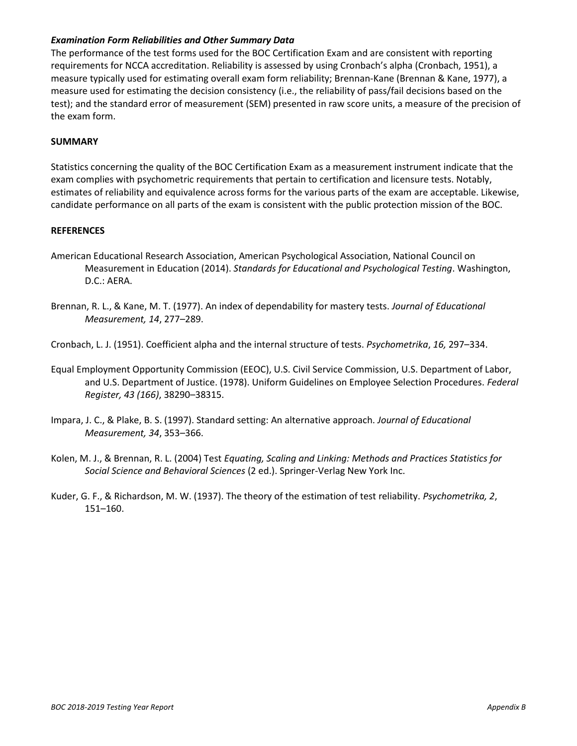***Examination Form Reliabilities and Other Summary Data***

The performance of the test forms used for the BOC Certification Exam and are consistent with reporting requirements for NCCA accreditation. Reliability is assessed by using Cronbach's alpha (Cronbach, 1951), a measure typically used for estimating overall exam form reliability; Brennan-Kane (Brennan & Kane, 1977), a measure used for estimating the decision consistency (i.e., the reliability of pass/fail decisions based on the test); and the standard error of measurement (SEM) presented in raw score units, a measure of the precision of the exam form.

**SUMMARY**

Statistics concerning the quality of the BOC Certification Exam as a measurement instrument indicate that the exam complies with psychometric requirements that pertain to certification and licensure tests. Notably, estimates of reliability and equivalence across forms for the various parts of the exam are acceptable. Likewise, candidate performance on all parts of the exam is consistent with the public protection mission of the BOC.

**REFERENCES**

American Educational Research Association, American Psychological Association, National Council on Measurement in Education (2014). *Standards for Educational and Psychological Testing*. Washington, D.C.: AERA.

Brennan, R. L., & Kane, M. T. (1977). An index of dependability for mastery tests. *Journal of Educational Measurement, 14*, 277–289.

Cronbach, L. J. (1951). Coefficient alpha and the internal structure of tests. *Psychometrika*, *16,* 297–334.

Equal Employment Opportunity Commission (EEOC), U.S. Civil Service Commission, U.S. Department of Labor, and U.S. Department of Justice. (1978). Uniform Guidelines on Employee Selection Procedures. *Federal Register, 43 (166)*, 38290–38315.

Impara, J. C., & Plake, B. S. (1997). Standard setting: An alternative approach. *Journal of Educational Measurement, 34*, 353–366.

Kolen, M. J., & Brennan, R. L. (2004) Test *Equating, Scaling and Linking: Methods and Practices Statistics for Social Science and Behavioral Sciences* (2 ed.). Springer-Verlag New York Inc.

Kuder, G. F., & Richardson, M. W. (1937). The theory of the estimation of test reliability. *Psychometrika, 2*, 151–160.